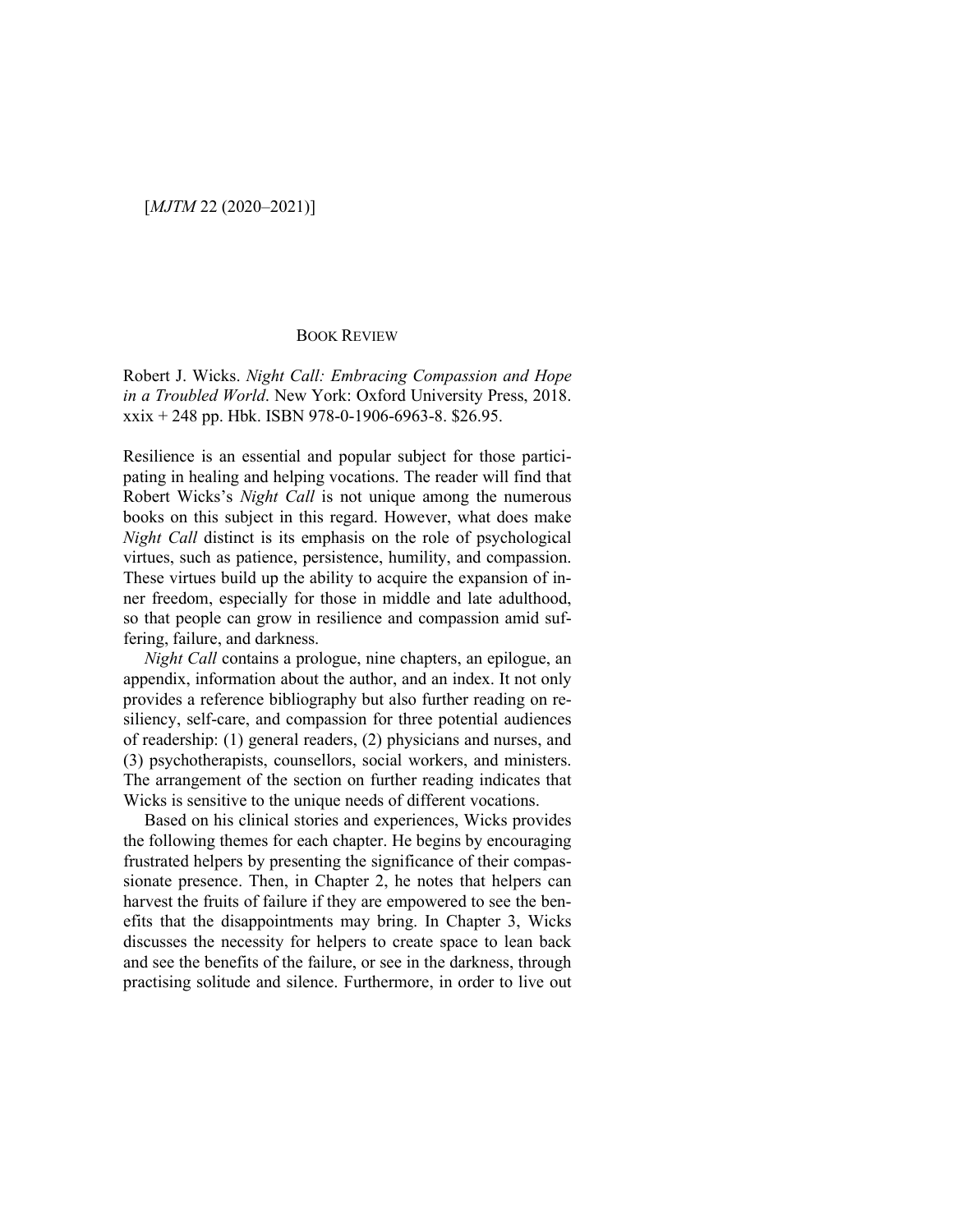## BOOK REVIEW

Robert J. Wicks. *Night Call: Embracing Compassion and Hope in a Troubled World*. New York: Oxford University Press, 2018. xxix + 248 pp. Hbk. ISBN 978-0-1906-6963-8. $26.95.

Resilience is an essential and popular subject for those participating in healing and helping vocations. The reader will find that Robert Wicks's *Night Call* is not unique among the numerous books on this subject in this regard. However, what does make *Night Call* distinct is its emphasis on the role of psychological virtues, such as patience, persistence, humility, and compassion. These virtues build up the ability to acquire the expansion of inner freedom, especially for those in middle and late adulthood, so that people can grow in resilience and compassion amid suffering, failure, and darkness.

*Night Call* contains a prologue, nine chapters, an epilogue, an appendix, information about the author, and an index. It not only provides a reference bibliography but also further reading on resiliency, self-care, and compassion for three potential audiences of readership: (1) general readers, (2) physicians and nurses, and (3) psychotherapists, counsellors, social workers, and ministers. The arrangement of the section on further reading indicates that Wicks is sensitive to the unique needs of different vocations.

Based on his clinical stories and experiences, Wicks provides the following themes for each chapter. He begins by encouraging frustrated helpers by presenting the significance of their compassionate presence. Then, in Chapter 2, he notes that helpers can harvest the fruits of failure if they are empowered to see the benefits that the disappointments may bring. In Chapter 3, Wicks discusses the necessity for helpers to create space to lean back and see the benefits of the failure, or see in the darkness, through practising solitude and silence. Furthermore, in order to live out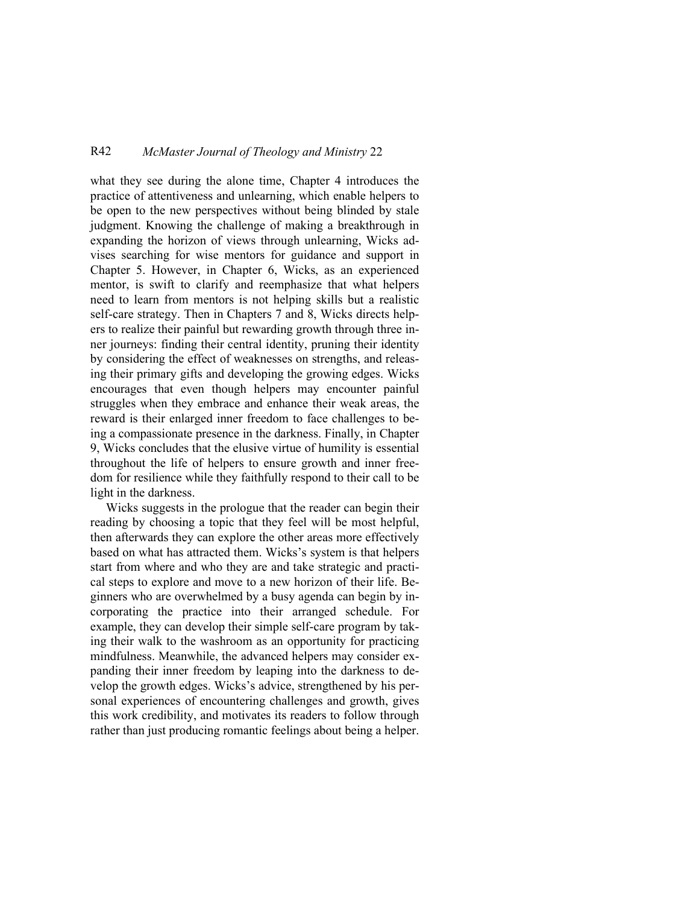what they see during the alone time, Chapter 4 introduces the practice of attentiveness and unlearning, which enable helpers to be open to the new perspectives without being blinded by stale judgment. Knowing the challenge of making a breakthrough in expanding the horizon of views through unlearning, Wicks advises searching for wise mentors for guidance and support in Chapter 5. However, in Chapter 6, Wicks, as an experienced mentor, is swift to clarify and reemphasize that what helpers need to learn from mentors is not helping skills but a realistic self-care strategy. Then in Chapters 7 and 8, Wicks directs helpers to realize their painful but rewarding growth through three inner journeys: finding their central identity, pruning their identity by considering the effect of weaknesses on strengths, and releasing their primary gifts and developing the growing edges. Wicks encourages that even though helpers may encounter painful struggles when they embrace and enhance their weak areas, the reward is their enlarged inner freedom to face challenges to being a compassionate presence in the darkness. Finally, in Chapter 9, Wicks concludes that the elusive virtue of humility is essential throughout the life of helpers to ensure growth and inner freedom for resilience while they faithfully respond to their call to be light in the darkness.

Wicks suggests in the prologue that the reader can begin their reading by choosing a topic that they feel will be most helpful, then afterwards they can explore the other areas more effectively based on what has attracted them. Wicks's system is that helpers start from where and who they are and take strategic and practical steps to explore and move to a new horizon of their life. Beginners who are overwhelmed by a busy agenda can begin by incorporating the practice into their arranged schedule. For example, they can develop their simple self-care program by taking their walk to the washroom as an opportunity for practicing mindfulness. Meanwhile, the advanced helpers may consider expanding their inner freedom by leaping into the darkness to develop the growth edges. Wicks's advice, strengthened by his personal experiences of encountering challenges and growth, gives this work credibility, and motivates its readers to follow through rather than just producing romantic feelings about being a helper.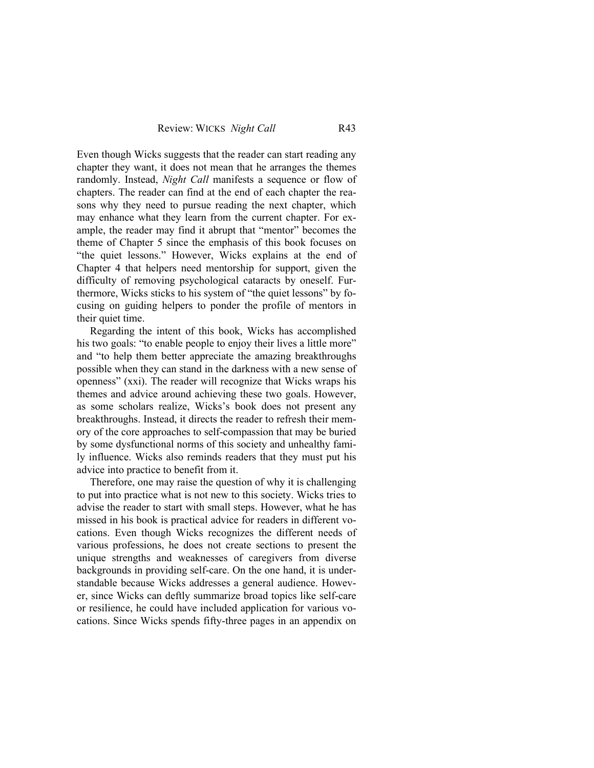Even though Wicks suggests that the reader can start reading any chapter they want, it does not mean that he arranges the themes randomly. Instead, *Night Call* manifests a sequence or flow of chapters. The reader can find at the end of each chapter the reasons why they need to pursue reading the next chapter, which may enhance what they learn from the current chapter. For example, the reader may find it abrupt that "mentor" becomes the theme of Chapter 5 since the emphasis of this book focuses on "the quiet lessons." However, Wicks explains at the end of Chapter 4 that helpers need mentorship for support, given the difficulty of removing psychological cataracts by oneself. Furthermore, Wicks sticks to his system of "the quiet lessons" by focusing on guiding helpers to ponder the profile of mentors in their quiet time.

Regarding the intent of this book, Wicks has accomplished his two goals: "to enable people to enjoy their lives a little more" and "to help them better appreciate the amazing breakthroughs possible when they can stand in the darkness with a new sense of openness" (xxi). The reader will recognize that Wicks wraps his themes and advice around achieving these two goals. However, as some scholars realize, Wicks's book does not present any breakthroughs. Instead, it directs the reader to refresh their memory of the core approaches to self-compassion that may be buried by some dysfunctional norms of this society and unhealthy family influence. Wicks also reminds readers that they must put his advice into practice to benefit from it.

Therefore, one may raise the question of why it is challenging to put into practice what is not new to this society. Wicks tries to advise the reader to start with small steps. However, what he has missed in his book is practical advice for readers in different vocations. Even though Wicks recognizes the different needs of various professions, he does not create sections to present the unique strengths and weaknesses of caregivers from diverse backgrounds in providing self-care. On the one hand, it is understandable because Wicks addresses a general audience. However, since Wicks can deftly summarize broad topics like self-care or resilience, he could have included application for various vocations. Since Wicks spends fifty-three pages in an appendix on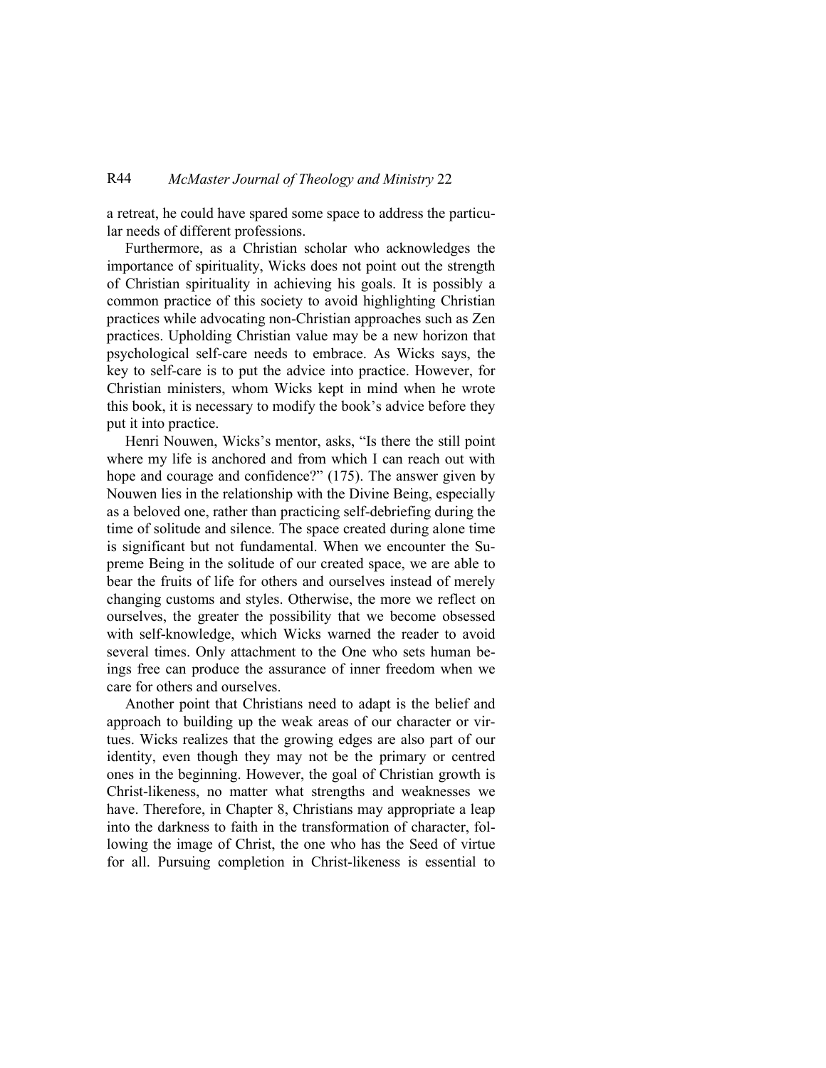a retreat, he could have spared some space to address the particular needs of different professions.

Furthermore, as a Christian scholar who acknowledges the importance of spirituality, Wicks does not point out the strength of Christian spirituality in achieving his goals. It is possibly a common practice of this society to avoid highlighting Christian practices while advocating non-Christian approaches such as Zen practices. Upholding Christian value may be a new horizon that psychological self-care needs to embrace. As Wicks says, the key to self-care is to put the advice into practice. However, for Christian ministers, whom Wicks kept in mind when he wrote this book, it is necessary to modify the book's advice before they put it into practice.

Henri Nouwen, Wicks's mentor, asks, "Is there the still point where my life is anchored and from which I can reach out with hope and courage and confidence?" (175). The answer given by Nouwen lies in the relationship with the Divine Being, especially as a beloved one, rather than practicing self-debriefing during the time of solitude and silence. The space created during alone time is significant but not fundamental. When we encounter the Supreme Being in the solitude of our created space, we are able to bear the fruits of life for others and ourselves instead of merely changing customs and styles. Otherwise, the more we reflect on ourselves, the greater the possibility that we become obsessed with self-knowledge, which Wicks warned the reader to avoid several times. Only attachment to the One who sets human beings free can produce the assurance of inner freedom when we care for others and ourselves.

Another point that Christians need to adapt is the belief and approach to building up the weak areas of our character or virtues. Wicks realizes that the growing edges are also part of our identity, even though they may not be the primary or centred ones in the beginning. However, the goal of Christian growth is Christ-likeness, no matter what strengths and weaknesses we have. Therefore, in Chapter 8, Christians may appropriate a leap into the darkness to faith in the transformation of character, following the image of Christ, the one who has the Seed of virtue for all. Pursuing completion in Christ-likeness is essential to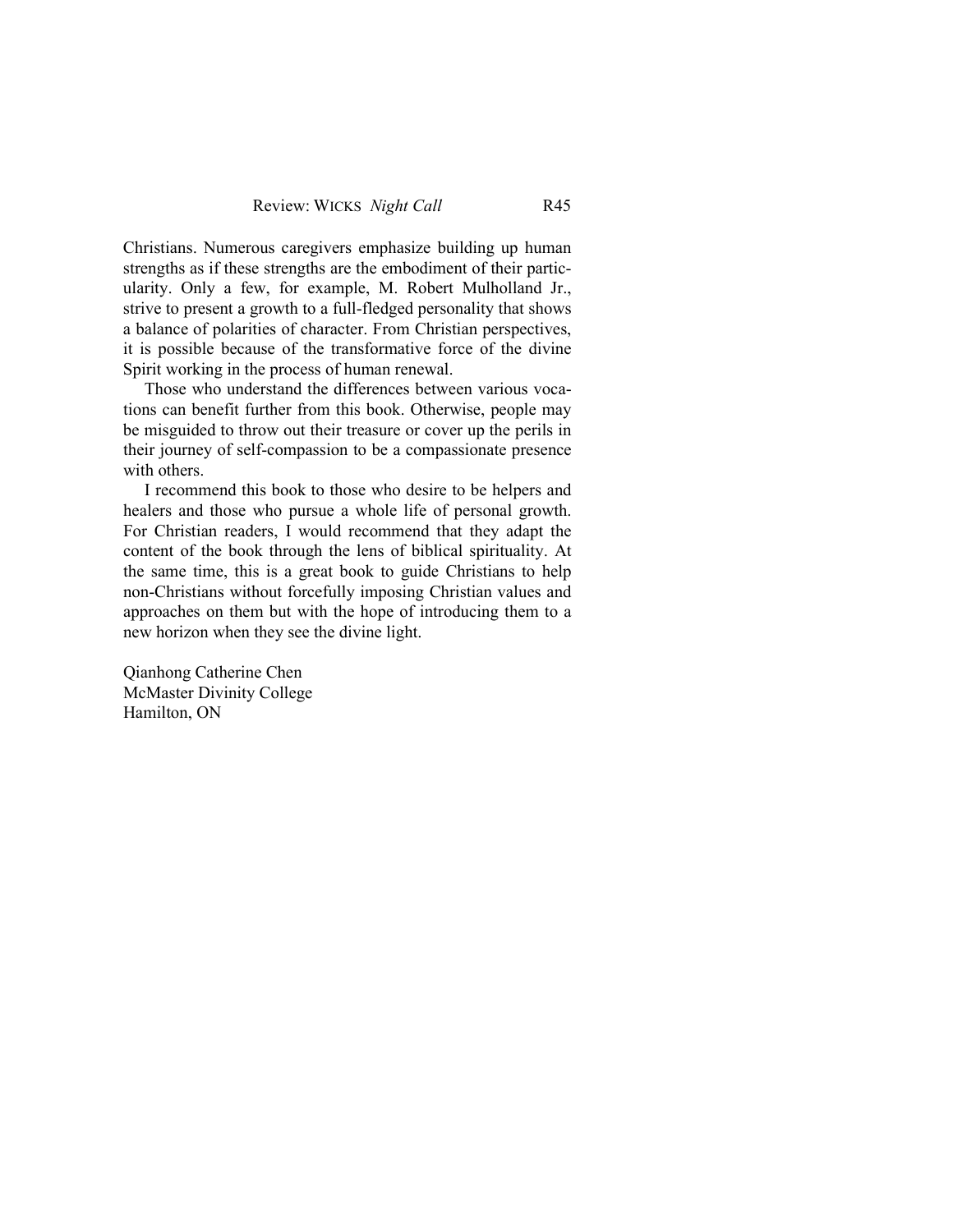Christians. Numerous caregivers emphasize building up human strengths as if these strengths are the embodiment of their particularity. Only a few, for example, M. Robert Mulholland Jr., strive to present a growth to a full-fledged personality that shows a balance of polarities of character. From Christian perspectives, it is possible because of the transformative force of the divine Spirit working in the process of human renewal.

Those who understand the differences between various vocations can benefit further from this book. Otherwise, people may be misguided to throw out their treasure or cover up the perils in their journey of self-compassion to be a compassionate presence with others.

I recommend this book to those who desire to be helpers and healers and those who pursue a whole life of personal growth. For Christian readers, I would recommend that they adapt the content of the book through the lens of biblical spirituality. At the same time, this is a great book to guide Christians to help non-Christians without forcefully imposing Christian values and approaches on them but with the hope of introducing them to a new horizon when they see the divine light.

Qianhong Catherine Chen
McMaster Divinity College
Hamilton, ON